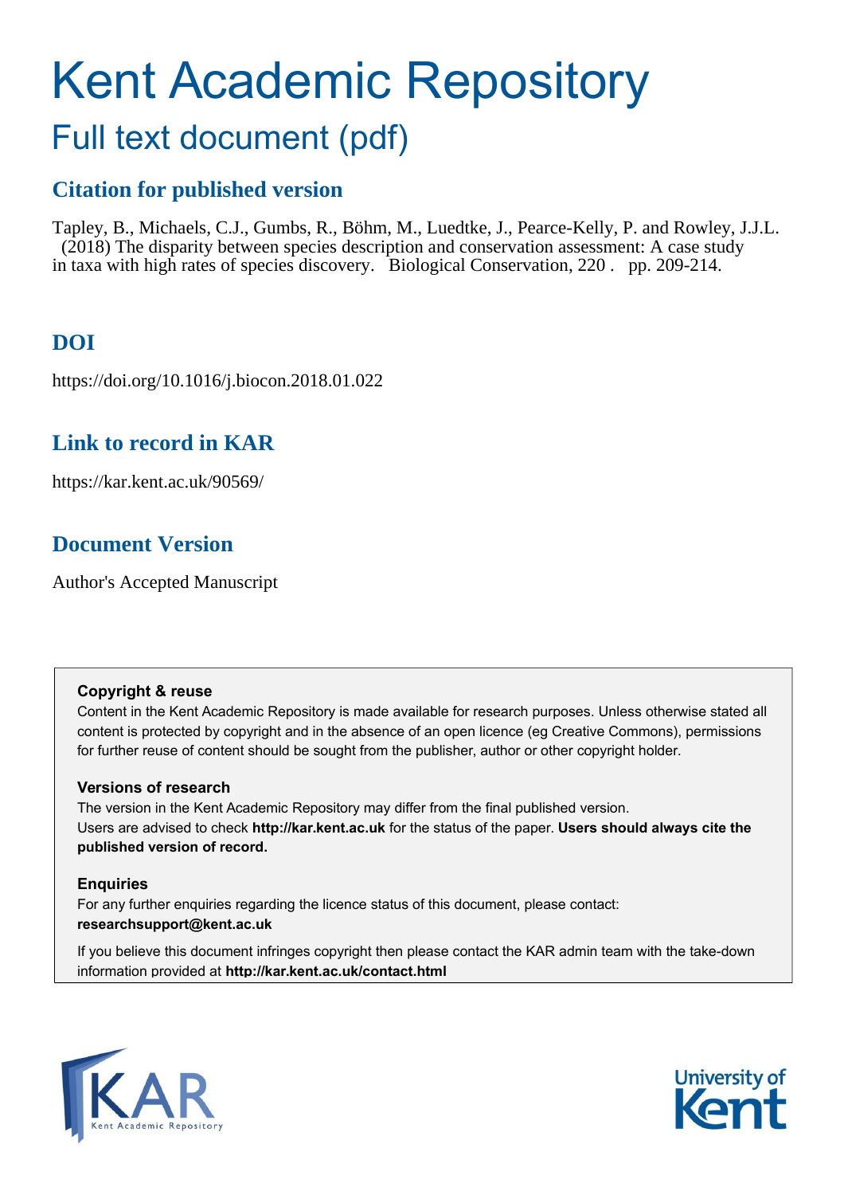# Kent Academic Repository

## Full text document (pdf)

### Citation for published version

Tapley, B., Michaels, C.J., Gumbs, R., Böhm, M., Luedtke, J., Pearce-Kelly, P. and Rowley, J.J.L. (2018) The disparity between species description and conservation assessment: A case study in taxa with high rates of species discovery. Biological Conservation, 220 . pp. 209-214.

### DOI

https://doi.org/10.1016/j.biocon.2018.01.022

### Link to record in KAR

https://kar.kent.ac.uk/90569/

### Document Version

Author's Accepted Manuscript

**Copyright & reuse**

Content in the Kent Academic Repository is made available for research purposes. Unless otherwise stated all content is protected by copyright and in the absence of an open licence (eg Creative Commons), permissions for further reuse of content should be sought from the publisher, author or other copyright holder.

**Versions of research**

The version in the Kent Academic Repository may differ from the final published version. Users are advised to check **http://kar.kent.ac.uk** for the status of the paper. **Users should always cite the published version of record.**

**Enquiries**

For any further enquiries regarding the licence status of this document, please contact: **researchsupport@kent.ac.uk**

If you believe this document infringes copyright then please contact the KAR admin team with the take-down information provided at **http://kar.kent.ac.uk/contact.html**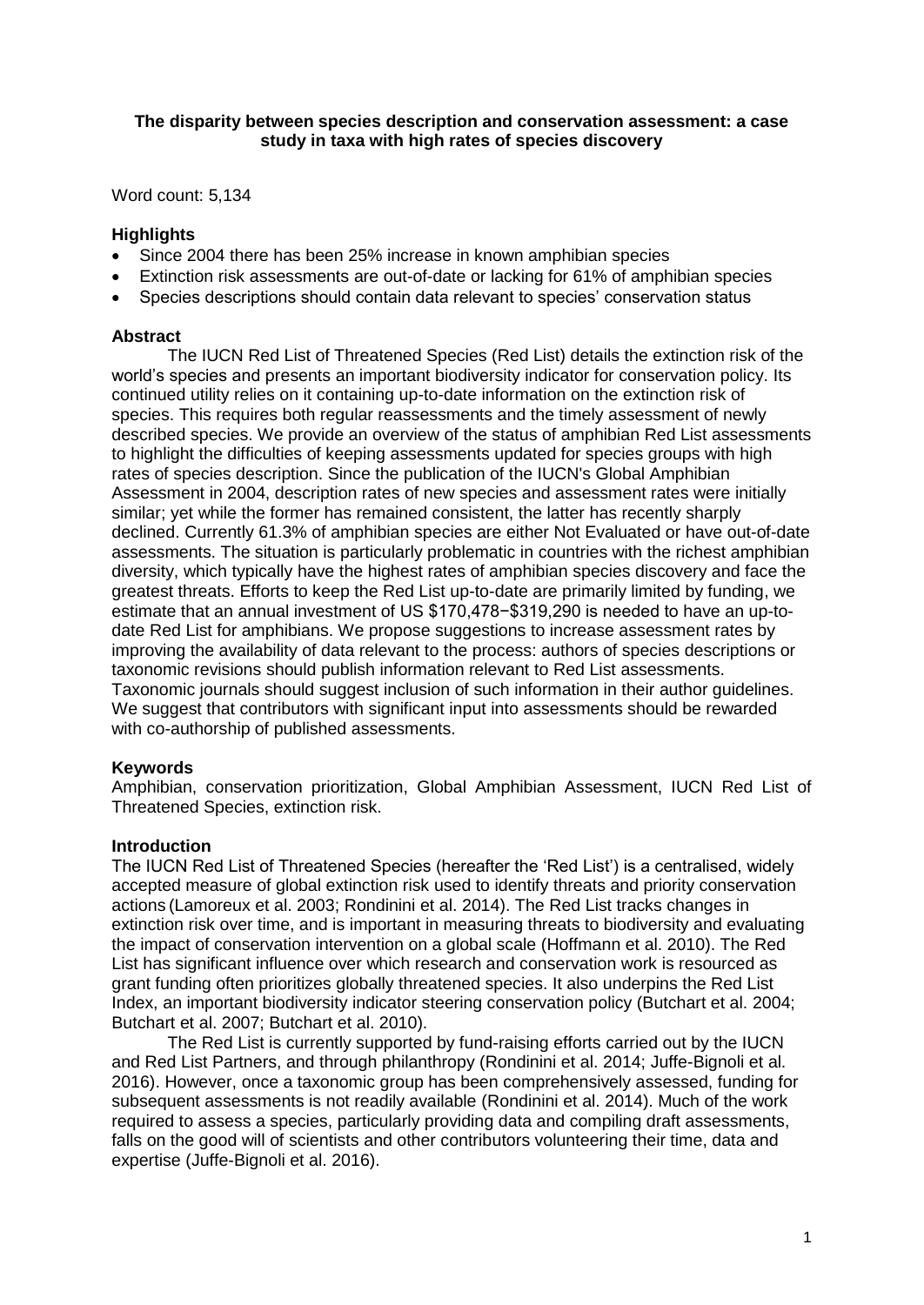**The disparity between species description and conservation assessment: a case study in taxa with high rates of species discovery**

Word count: 5,134

### Highlights

- Since 2004 there has been 25% increase in known amphibian species
- Extinction risk assessments are out-of-date or lacking for 61% of amphibian species
- Species descriptions should contain data relevant to species' conservation status

### Abstract

The IUCN Red List of Threatened Species (Red List) details the extinction risk of the world's species and presents an important biodiversity indicator for conservation policy. Its continued utility relies on it containing up-to-date information on the extinction risk of species. This requires both regular reassessments and the timely assessment of newly described species. We provide an overview of the status of amphibian Red List assessments to highlight the difficulties of keeping assessments updated for species groups with high rates of species description. Since the publication of the IUCN's Global Amphibian Assessment in 2004, description rates of new species and assessment rates were initially similar; yet while the former has remained consistent, the latter has recently sharply declined. Currently 61.3% of amphibian species are either Not Evaluated or have out-of-date assessments. The situation is particularly problematic in countries with the richest amphibian diversity, which typically have the highest rates of amphibian species discovery and face the greatest threats. Efforts to keep the Red List up-to-date are primarily limited by funding, we estimate that an annual investment of US \$170,478−\$319,290 is needed to have an up-to-date Red List for amphibians. We propose suggestions to increase assessment rates by improving the availability of data relevant to the process: authors of species descriptions or taxonomic revisions should publish information relevant to Red List assessments. Taxonomic journals should suggest inclusion of such information in their author guidelines. We suggest that contributors with significant input into assessments should be rewarded with co-authorship of published assessments.

### Keywords

Amphibian, conservation prioritization, Global Amphibian Assessment, IUCN Red List of Threatened Species, extinction risk.

### Introduction

The IUCN Red List of Threatened Species (hereafter the 'Red List') is a centralised, widely accepted measure of global extinction risk used to identify threats and priority conservation actions (Lamoreux et al. 2003; Rondinini et al. 2014). The Red List tracks changes in extinction risk over time, and is important in measuring threats to biodiversity and evaluating the impact of conservation intervention on a global scale (Hoffmann et al. 2010). The Red List has significant influence over which research and conservation work is resourced as grant funding often prioritizes globally threatened species. It also underpins the Red List Index, an important biodiversity indicator steering conservation policy (Butchart et al. 2004; Butchart et al. 2007; Butchart et al. 2010).

The Red List is currently supported by fund-raising efforts carried out by the IUCN and Red List Partners, and through philanthropy (Rondinini et al. 2014; Juffe-Bignoli et al. 2016). However, once a taxonomic group has been comprehensively assessed, funding for subsequent assessments is not readily available (Rondinini et al. 2014). Much of the work required to assess a species, particularly providing data and compiling draft assessments, falls on the good will of scientists and other contributors volunteering their time, data and expertise (Juffe-Bignoli et al. 2016).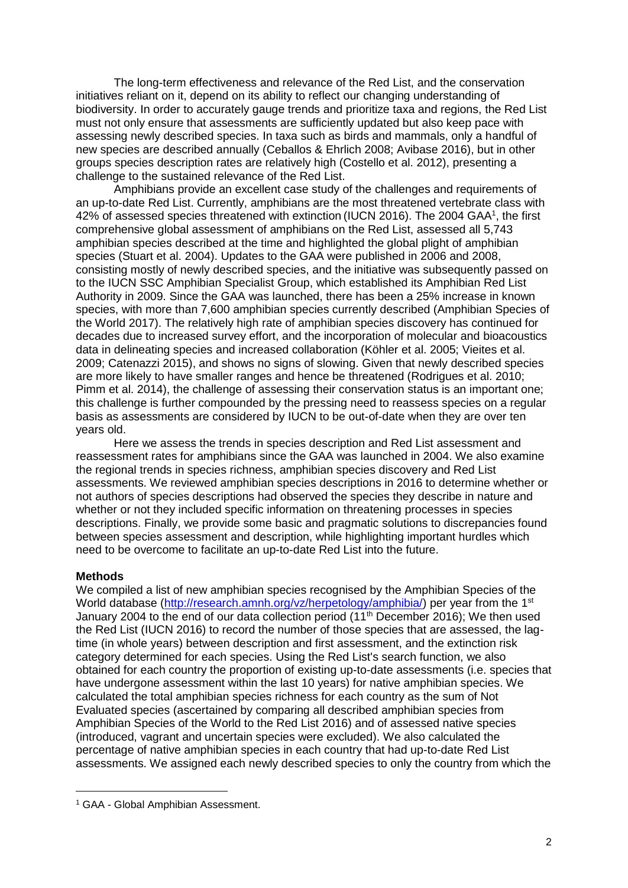The long-term effectiveness and relevance of the Red List, and the conservation initiatives reliant on it, depend on its ability to reflect our changing understanding of biodiversity. In order to accurately gauge trends and prioritize taxa and regions, the Red List must not only ensure that assessments are sufficiently updated but also keep pace with assessing newly described species. In taxa such as birds and mammals, only a handful of new species are described annually (Ceballos & Ehrlich 2008; Avibase 2016), but in other groups species description rates are relatively high (Costello et al. 2012), presenting a challenge to the sustained relevance of the Red List.

Amphibians provide an excellent case study of the challenges and requirements of an up-to-date Red List. Currently, amphibians are the most threatened vertebrate class with 42% of assessed species threatened with extinction (IUCN 2016). The 2004 GAA[1], the first comprehensive global assessment of amphibians on the Red List, assessed all 5,743 amphibian species described at the time and highlighted the global plight of amphibian species (Stuart et al. 2004). Updates to the GAA were published in 2006 and 2008, consisting mostly of newly described species, and the initiative was subsequently passed on to the IUCN SSC Amphibian Specialist Group, which established its Amphibian Red List Authority in 2009. Since the GAA was launched, there has been a 25% increase in known species, with more than 7,600 amphibian species currently described (Amphibian Species of the World 2017). The relatively high rate of amphibian species discovery has continued for decades due to increased survey effort, and the incorporation of molecular and bioacoustics data in delineating species and increased collaboration (Köhler et al. 2005; Vieites et al. 2009; Catenazzi 2015), and shows no signs of slowing. Given that newly described species are more likely to have smaller ranges and hence be threatened (Rodrigues et al. 2010; Pimm et al. 2014), the challenge of assessing their conservation status is an important one; this challenge is further compounded by the pressing need to reassess species on a regular basis as assessments are considered by IUCN to be out-of-date when they are over ten years old.

Here we assess the trends in species description and Red List assessment and reassessment rates for amphibians since the GAA was launched in 2004. We also examine the regional trends in species richness, amphibian species discovery and Red List assessments. We reviewed amphibian species descriptions in 2016 to determine whether or not authors of species descriptions had observed the species they describe in nature and whether or not they included specific information on threatening processes in species descriptions. Finally, we provide some basic and pragmatic solutions to discrepancies found between species assessment and description, while highlighting important hurdles which need to be overcome to facilitate an up-to-date Red List into the future.

## Methods

We compiled a list of new amphibian species recognised by the Amphibian Species of the World database (http://research.amnh.org/vz/herpetology/amphibia/) per year from the 1st January 2004 to the end of our data collection period (11th December 2016); We then used the Red List (IUCN 2016) to record the number of those species that are assessed, the lag-time (in whole years) between description and first assessment, and the extinction risk category determined for each species. Using the Red List's search function, we also obtained for each country the proportion of existing up-to-date assessments (i.e. species that have undergone assessment within the last 10 years) for native amphibian species. We calculated the total amphibian species richness for each country as the sum of Not Evaluated species (ascertained by comparing all described amphibian species from Amphibian Species of the World to the Red List 2016) and of assessed native species (introduced, vagrant and uncertain species were excluded). We also calculated the percentage of native amphibian species in each country that had up-to-date Red List assessments. We assigned each newly described species to only the country from which the

[1] GAA - Global Amphibian Assessment.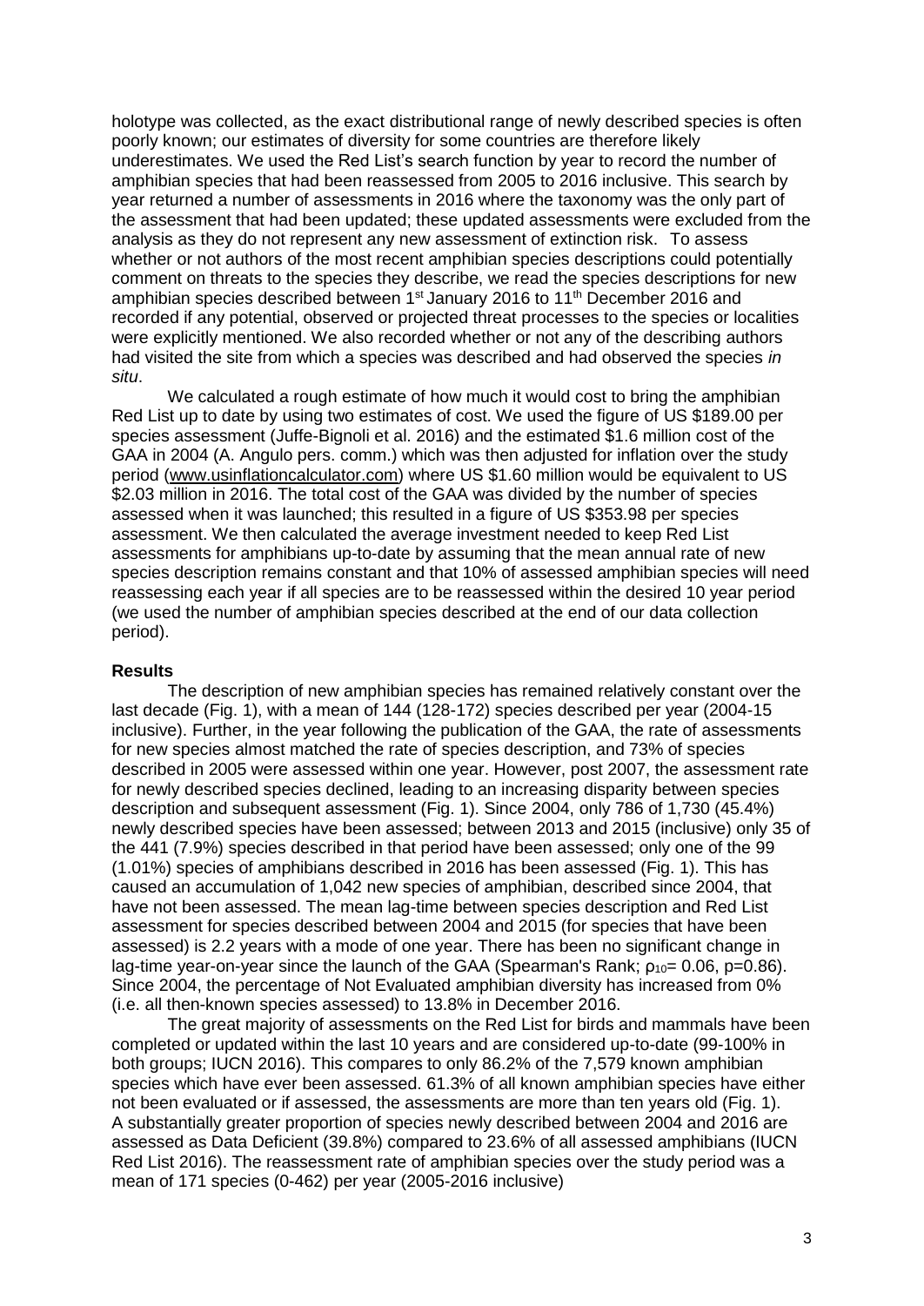holotype was collected, as the exact distributional range of newly described species is often poorly known; our estimates of diversity for some countries are therefore likely underestimates. We used the Red List's search function by year to record the number of amphibian species that had been reassessed from 2005 to 2016 inclusive. This search by year returned a number of assessments in 2016 where the taxonomy was the only part of the assessment that had been updated; these updated assessments were excluded from the analysis as they do not represent any new assessment of extinction risk. To assess whether or not authors of the most recent amphibian species descriptions could potentially comment on threats to the species they describe, we read the species descriptions for new amphibian species described between 1st January 2016 to 11th December 2016 and recorded if any potential, observed or projected threat processes to the species or localities were explicitly mentioned. We also recorded whether or not any of the describing authors had visited the site from which a species was described and had observed the species *in situ*.

We calculated a rough estimate of how much it would cost to bring the amphibian Red List up to date by using two estimates of cost. We used the figure of US $189.00 per species assessment (Juffe-Bignoli et al. 2016) and the estimated $1.6 million cost of the GAA in 2004 (A. Angulo pers. comm.) which was then adjusted for inflation over the study period (www.usinflationcalculator.com) where US $1.60 million would be equivalent to US $2.03 million in 2016. The total cost of the GAA was divided by the number of species assessed when it was launched; this resulted in a figure of US $353.98 per species assessment. We then calculated the average investment needed to keep Red List assessments for amphibians up-to-date by assuming that the mean annual rate of new species description remains constant and that 10% of assessed amphibian species will need reassessing each year if all species are to be reassessed within the desired 10 year period (we used the number of amphibian species described at the end of our data collection period).

## Results

The description of new amphibian species has remained relatively constant over the last decade (Fig. 1), with a mean of 144 (128-172) species described per year (2004-15 inclusive). Further, in the year following the publication of the GAA, the rate of assessments for new species almost matched the rate of species description, and 73% of species described in 2005 were assessed within one year. However, post 2007, the assessment rate for newly described species declined, leading to an increasing disparity between species description and subsequent assessment (Fig. 1). Since 2004, only 786 of 1,730 (45.4%) newly described species have been assessed; between 2013 and 2015 (inclusive) only 35 of the 441 (7.9%) species described in that period have been assessed; only one of the 99 (1.01%) species of amphibians described in 2016 has been assessed (Fig. 1). This has caused an accumulation of 1,042 new species of amphibian, described since 2004, that have not been assessed. The mean lag-time between species description and Red List assessment for species described between 2004 and 2015 (for species that have been assessed) is 2.2 years with a mode of one year. There has been no significant change in lag-time year-on-year since the launch of the GAA (Spearman's Rank; $\rho_{10} = 0.06$, $p=0.86$). Since 2004, the percentage of Not Evaluated amphibian diversity has increased from 0% (i.e. all then-known species assessed) to 13.8% in December 2016.

The great majority of assessments on the Red List for birds and mammals have been completed or updated within the last 10 years and are considered up-to-date (99-100% in both groups; IUCN 2016). This compares to only 86.2% of the 7,579 known amphibian species which have ever been assessed. 61.3% of all known amphibian species have either not been evaluated or if assessed, the assessments are more than ten years old (Fig. 1). A substantially greater proportion of species newly described between 2004 and 2016 are assessed as Data Deficient (39.8%) compared to 23.6% of all assessed amphibians (IUCN Red List 2016). The reassessment rate of amphibian species over the study period was a mean of 171 species (0-462) per year (2005-2016 inclusive)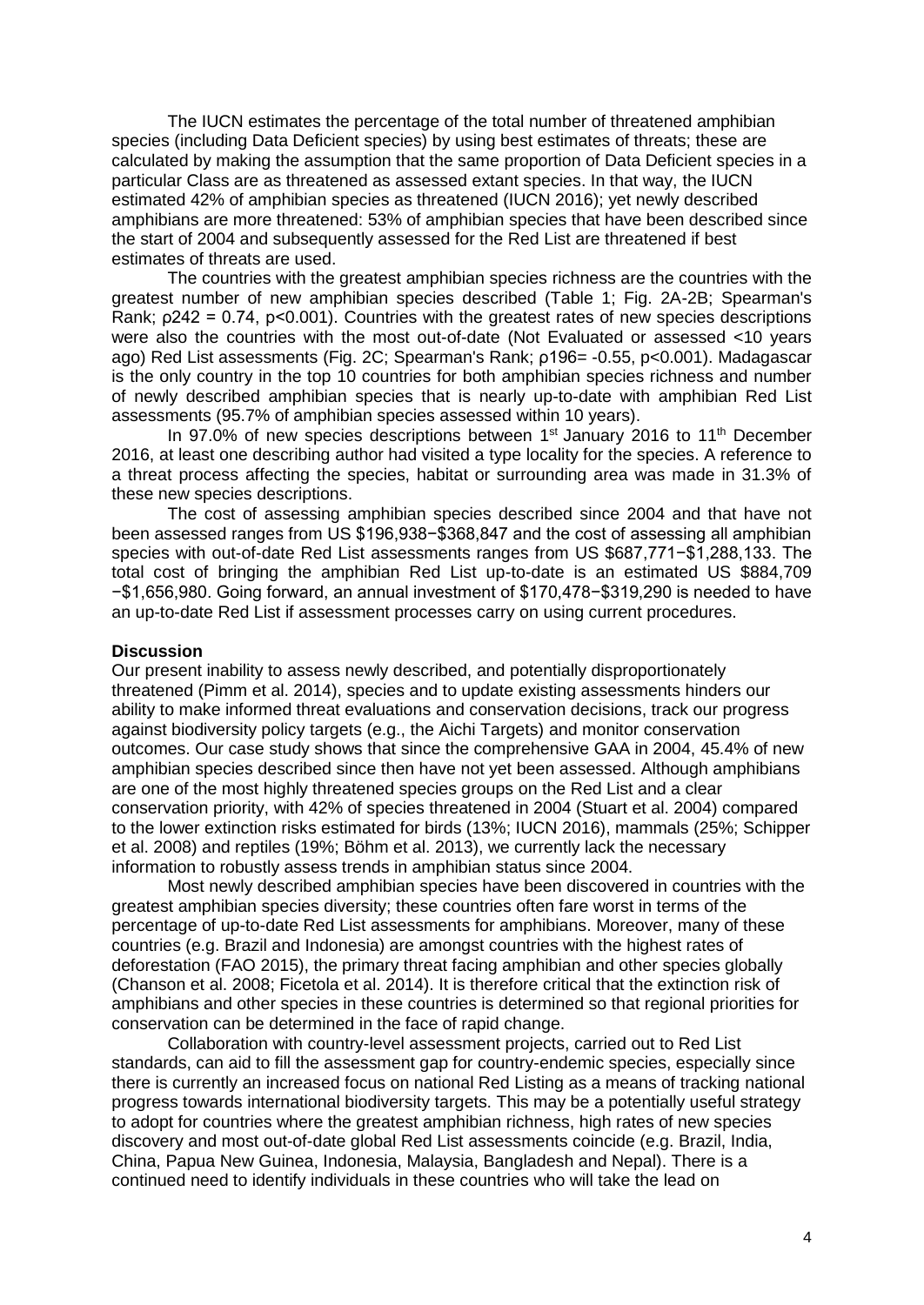The IUCN estimates the percentage of the total number of threatened amphibian species (including Data Deficient species) by using best estimates of threats; these are calculated by making the assumption that the same proportion of Data Deficient species in a particular Class are as threatened as assessed extant species. In that way, the IUCN estimated 42% of amphibian species as threatened (IUCN 2016); yet newly described amphibians are more threatened: 53% of amphibian species that have been described since the start of 2004 and subsequently assessed for the Red List are threatened if best estimates of threats are used.

The countries with the greatest amphibian species richness are the countries with the greatest number of new amphibian species described (Table 1; Fig. 2A-2B; Spearman's Rank; $\rho_{242} = 0.74$, $p<0.001$). Countries with the greatest rates of new species descriptions were also the countries with the most out-of-date (Not Evaluated or assessed <10 years ago) Red List assessments (Fig. 2C; Spearman's Rank; $\rho_{196} = -0.55$, $p<0.001$). Madagascar is the only country in the top 10 countries for both amphibian species richness and number of newly described amphibian species that is nearly up-to-date with amphibian Red List assessments (95.7% of amphibian species assessed within 10 years).

In 97.0% of new species descriptions between 1st January 2016 to 11th December 2016, at least one describing author had visited a type locality for the species. A reference to a threat process affecting the species, habitat or surrounding area was made in 31.3% of these new species descriptions.

The cost of assessing amphibian species described since 2004 and that have not been assessed ranges from US $196,938−$368,847 and the cost of assessing all amphibian species with out-of-date Red List assessments ranges from US $687,771−$1,288,133. The total cost of bringing the amphibian Red List up-to-date is an estimated US $884,709 −$1,656,980. Going forward, an annual investment of $170,478−$319,290 is needed to have an up-to-date Red List if assessment processes carry on using current procedures.

## Discussion

Our present inability to assess newly described, and potentially disproportionately threatened (Pimm et al. 2014), species and to update existing assessments hinders our ability to make informed threat evaluations and conservation decisions, track our progress against biodiversity policy targets (e.g., the Aichi Targets) and monitor conservation outcomes. Our case study shows that since the comprehensive GAA in 2004, 45.4% of new amphibian species described since then have not yet been assessed. Although amphibians are one of the most highly threatened species groups on the Red List and a clear conservation priority, with 42% of species threatened in 2004 (Stuart et al. 2004) compared to the lower extinction risks estimated for birds (13%; IUCN 2016), mammals (25%; Schipper et al. 2008) and reptiles (19%; Böhm et al. 2013), we currently lack the necessary information to robustly assess trends in amphibian status since 2004.

Most newly described amphibian species have been discovered in countries with the greatest amphibian species diversity; these countries often fare worst in terms of the percentage of up-to-date Red List assessments for amphibians. Moreover, many of these countries (e.g. Brazil and Indonesia) are amongst countries with the highest rates of deforestation (FAO 2015), the primary threat facing amphibian and other species globally (Chanson et al. 2008; Ficetola et al. 2014). It is therefore critical that the extinction risk of amphibians and other species in these countries is determined so that regional priorities for conservation can be determined in the face of rapid change.

Collaboration with country-level assessment projects, carried out to Red List standards, can aid to fill the assessment gap for country-endemic species, especially since there is currently an increased focus on national Red Listing as a means of tracking national progress towards international biodiversity targets. This may be a potentially useful strategy to adopt for countries where the greatest amphibian richness, high rates of new species discovery and most out-of-date global Red List assessments coincide (e.g. Brazil, India, China, Papua New Guinea, Indonesia, Malaysia, Bangladesh and Nepal). There is a continued need to identify individuals in these countries who will take the lead on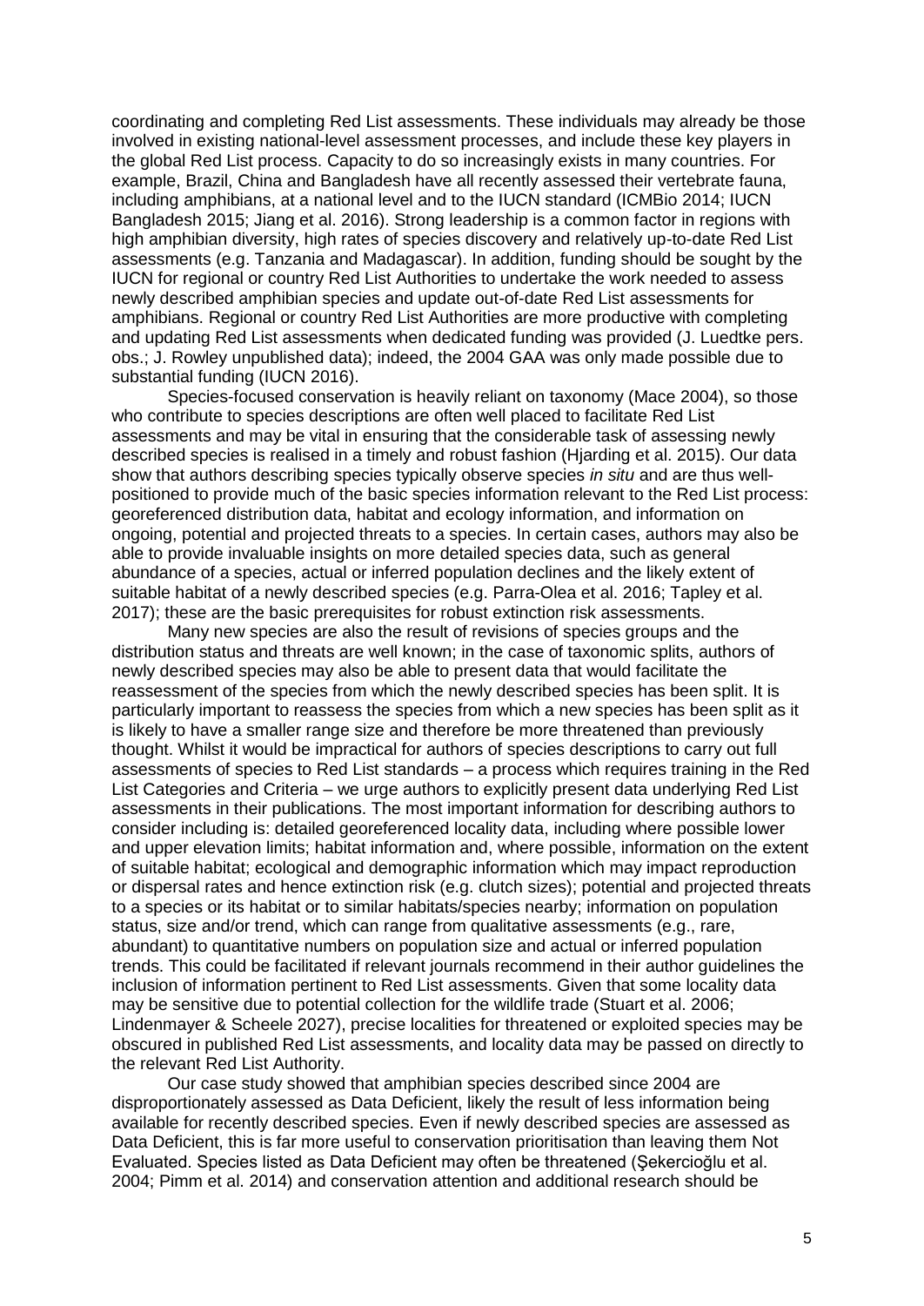coordinating and completing Red List assessments. These individuals may already be those involved in existing national-level assessment processes, and include these key players in the global Red List process. Capacity to do so increasingly exists in many countries. For example, Brazil, China and Bangladesh have all recently assessed their vertebrate fauna, including amphibians, at a national level and to the IUCN standard (ICMBio 2014; IUCN Bangladesh 2015; Jiang et al. 2016). Strong leadership is a common factor in regions with high amphibian diversity, high rates of species discovery and relatively up-to-date Red List assessments (e.g. Tanzania and Madagascar). In addition, funding should be sought by the IUCN for regional or country Red List Authorities to undertake the work needed to assess newly described amphibian species and update out-of-date Red List assessments for amphibians. Regional or country Red List Authorities are more productive with completing and updating Red List assessments when dedicated funding was provided (J. Luedtke pers. obs.; J. Rowley unpublished data); indeed, the 2004 GAA was only made possible due to substantial funding (IUCN 2016).

Species-focused conservation is heavily reliant on taxonomy (Mace 2004), so those who contribute to species descriptions are often well placed to facilitate Red List assessments and may be vital in ensuring that the considerable task of assessing newly described species is realised in a timely and robust fashion (Hjarding et al. 2015). Our data show that authors describing species typically observe species *in situ* and are thus well-positioned to provide much of the basic species information relevant to the Red List process: georeferenced distribution data, habitat and ecology information, and information on ongoing, potential and projected threats to a species. In certain cases, authors may also be able to provide invaluable insights on more detailed species data, such as general abundance of a species, actual or inferred population declines and the likely extent of suitable habitat of a newly described species (e.g. Parra-Olea et al. 2016; Tapley et al. 2017); these are the basic prerequisites for robust extinction risk assessments.

Many new species are also the result of revisions of species groups and the distribution status and threats are well known; in the case of taxonomic splits, authors of newly described species may also be able to present data that would facilitate the reassessment of the species from which the newly described species has been split. It is particularly important to reassess the species from which a new species has been split as it is likely to have a smaller range size and therefore be more threatened than previously thought. Whilst it would be impractical for authors of species descriptions to carry out full assessments of species to Red List standards – a process which requires training in the Red List Categories and Criteria – we urge authors to explicitly present data underlying Red List assessments in their publications. The most important information for describing authors to consider including is: detailed georeferenced locality data, including where possible lower and upper elevation limits; habitat information and, where possible, information on the extent of suitable habitat; ecological and demographic information which may impact reproduction or dispersal rates and hence extinction risk (e.g. clutch sizes); potential and projected threats to a species or its habitat or to similar habitats/species nearby; information on population status, size and/or trend, which can range from qualitative assessments (e.g., rare, abundant) to quantitative numbers on population size and actual or inferred population trends. This could be facilitated if relevant journals recommend in their author guidelines the inclusion of information pertinent to Red List assessments. Given that some locality data may be sensitive due to potential collection for the wildlife trade (Stuart et al. 2006; Lindenmayer & Scheele 2027), precise localities for threatened or exploited species may be obscured in published Red List assessments, and locality data may be passed on directly to the relevant Red List Authority.

Our case study showed that amphibian species described since 2004 are disproportionately assessed as Data Deficient, likely the result of less information being available for recently described species. Even if newly described species are assessed as Data Deficient, this is far more useful to conservation prioritisation than leaving them Not Evaluated. Species listed as Data Deficient may often be threatened (Şekercioğlu et al. 2004; Pimm et al. 2014) and conservation attention and additional research should be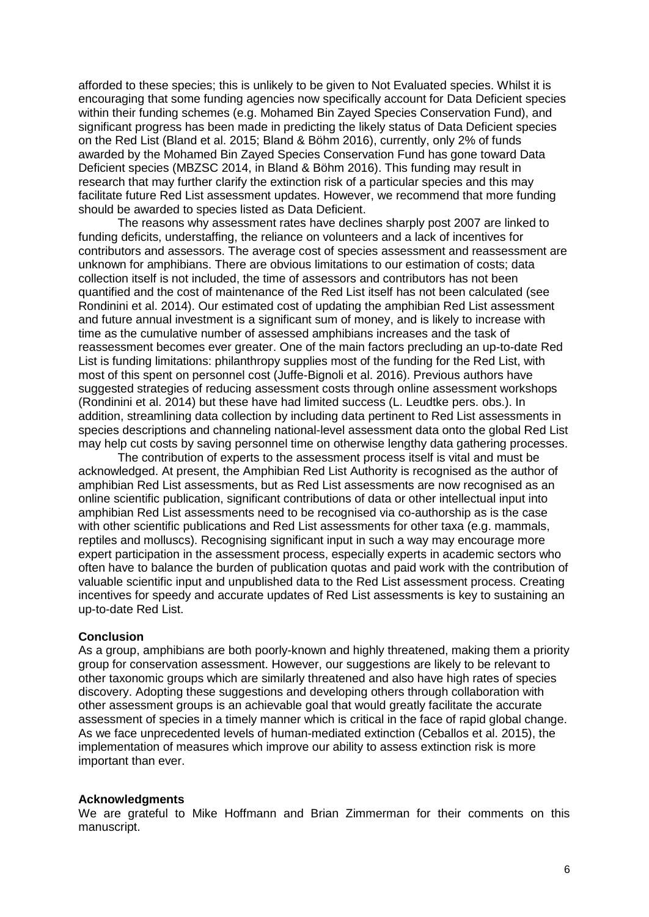afforded to these species; this is unlikely to be given to Not Evaluated species. Whilst it is encouraging that some funding agencies now specifically account for Data Deficient species within their funding schemes (e.g. Mohamed Bin Zayed Species Conservation Fund), and significant progress has been made in predicting the likely status of Data Deficient species on the Red List (Bland et al. 2015; Bland & Böhm 2016), currently, only 2% of funds awarded by the Mohamed Bin Zayed Species Conservation Fund has gone toward Data Deficient species (MBZSC 2014, in Bland & Böhm 2016). This funding may result in research that may further clarify the extinction risk of a particular species and this may facilitate future Red List assessment updates. However, we recommend that more funding should be awarded to species listed as Data Deficient.

The reasons why assessment rates have declines sharply post 2007 are linked to funding deficits, understaffing, the reliance on volunteers and a lack of incentives for contributors and assessors. The average cost of species assessment and reassessment are unknown for amphibians. There are obvious limitations to our estimation of costs; data collection itself is not included, the time of assessors and contributors has not been quantified and the cost of maintenance of the Red List itself has not been calculated (see Rondinini et al. 2014). Our estimated cost of updating the amphibian Red List assessment and future annual investment is a significant sum of money, and is likely to increase with time as the cumulative number of assessed amphibians increases and the task of reassessment becomes ever greater. One of the main factors precluding an up-to-date Red List is funding limitations: philanthropy supplies most of the funding for the Red List, with most of this spent on personnel cost (Juffe-Bignoli et al. 2016). Previous authors have suggested strategies of reducing assessment costs through online assessment workshops (Rondinini et al. 2014) but these have had limited success (L. Leudtke pers. obs.). In addition, streamlining data collection by including data pertinent to Red List assessments in species descriptions and channeling national-level assessment data onto the global Red List may help cut costs by saving personnel time on otherwise lengthy data gathering processes.

The contribution of experts to the assessment process itself is vital and must be acknowledged. At present, the Amphibian Red List Authority is recognised as the author of amphibian Red List assessments, but as Red List assessments are now recognised as an online scientific publication, significant contributions of data or other intellectual input into amphibian Red List assessments need to be recognised via co-authorship as is the case with other scientific publications and Red List assessments for other taxa (e.g. mammals, reptiles and molluscs). Recognising significant input in such a way may encourage more expert participation in the assessment process, especially experts in academic sectors who often have to balance the burden of publication quotas and paid work with the contribution of valuable scientific input and unpublished data to the Red List assessment process. Creating incentives for speedy and accurate updates of Red List assessments is key to sustaining an up-to-date Red List.

**Conclusion**

As a group, amphibians are both poorly-known and highly threatened, making them a priority group for conservation assessment. However, our suggestions are likely to be relevant to other taxonomic groups which are similarly threatened and also have high rates of species discovery. Adopting these suggestions and developing others through collaboration with other assessment groups is an achievable goal that would greatly facilitate the accurate assessment of species in a timely manner which is critical in the face of rapid global change. As we face unprecedented levels of human-mediated extinction (Ceballos et al. 2015), the implementation of measures which improve our ability to assess extinction risk is more important than ever.

**Acknowledgments**

We are grateful to Mike Hoffmann and Brian Zimmerman for their comments on this manuscript.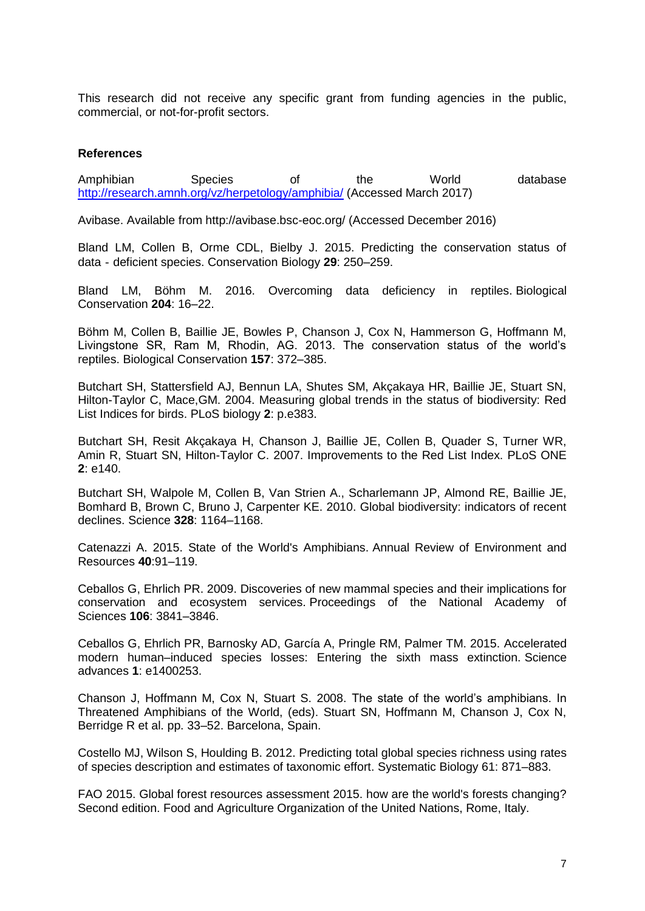This research did not receive any specific grant from funding agencies in the public, commercial, or not-for-profit sectors.

**References**

Amphibian Species of the World database http://research.amnh.org/vz/herpetology/amphibia/ (Accessed March 2017)

Avibase. Available from http://avibase.bsc-eoc.org/ (Accessed December 2016)

Bland LM, Collen B, Orme CDL, Bielby J. 2015. Predicting the conservation status of data - deficient species. Conservation Biology **29**: 250–259.

Bland LM, Böhm M. 2016. Overcoming data deficiency in reptiles. Biological Conservation **204**: 16–22.

Böhm M, Collen B, Baillie JE, Bowles P, Chanson J, Cox N, Hammerson G, Hoffmann M, Livingstone SR, Ram M, Rhodin, AG. 2013. The conservation status of the world's reptiles. Biological Conservation **157**: 372–385.

Butchart SH, Stattersfield AJ, Bennun LA, Shutes SM, Akçakaya HR, Baillie JE, Stuart SN, Hilton-Taylor C, Mace,GM. 2004. Measuring global trends in the status of biodiversity: Red List Indices for birds. PLoS biology **2**: p.e383.

Butchart SH, Resit Akçakaya H, Chanson J, Baillie JE, Collen B, Quader S, Turner WR, Amin R, Stuart SN, Hilton-Taylor C. 2007. Improvements to the Red List Index. PLoS ONE **2**: e140.

Butchart SH, Walpole M, Collen B, Van Strien A., Scharlemann JP, Almond RE, Baillie JE, Bomhard B, Brown C, Bruno J, Carpenter KE. 2010. Global biodiversity: indicators of recent declines. Science **328**: 1164–1168.

Catenazzi A. 2015. State of the World's Amphibians. Annual Review of Environment and Resources **40**:91–119.

Ceballos G, Ehrlich PR. 2009. Discoveries of new mammal species and their implications for conservation and ecosystem services. Proceedings of the National Academy of Sciences **106**: 3841–3846.

Ceballos G, Ehrlich PR, Barnosky AD, García A, Pringle RM, Palmer TM. 2015. Accelerated modern human–induced species losses: Entering the sixth mass extinction. Science advances **1**: e1400253.

Chanson J, Hoffmann M, Cox N, Stuart S. 2008. The state of the world's amphibians. In Threatened Amphibians of the World, (eds). Stuart SN, Hoffmann M, Chanson J, Cox N, Berridge R et al. pp. 33–52. Barcelona, Spain.

Costello MJ, Wilson S, Houlding B. 2012. Predicting total global species richness using rates of species description and estimates of taxonomic effort. Systematic Biology 61: 871–883.

FAO 2015. Global forest resources assessment 2015. how are the world's forests changing? Second edition. Food and Agriculture Organization of the United Nations, Rome, Italy.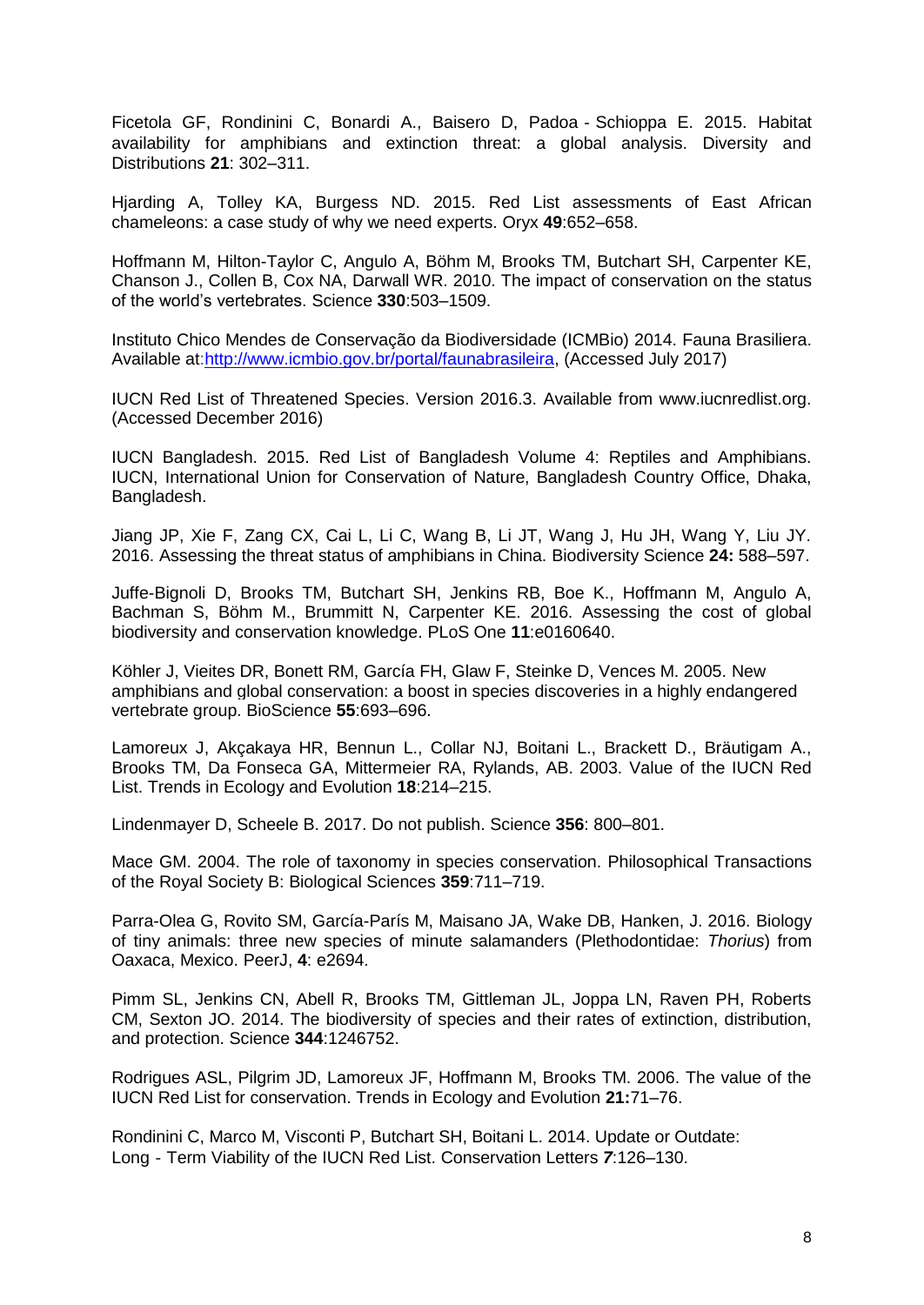Ficetola GF, Rondinini C, Bonardi A., Baisero D, Padoa‐Schioppa E. 2015. Habitat availability for amphibians and extinction threat: a global analysis. Diversity and Distributions **21**: 302–311.

Hjarding A, Tolley KA, Burgess ND. 2015. Red List assessments of East African chameleons: a case study of why we need experts. Oryx **49**:652–658.

Hoffmann M, Hilton-Taylor C, Angulo A, Böhm M, Brooks TM, Butchart SH, Carpenter KE, Chanson J., Collen B, Cox NA, Darwall WR. 2010. The impact of conservation on the status of the world's vertebrates. Science **330**:503–1509.

Instituto Chico Mendes de Conservação da Biodiversidade (ICMBio) 2014. Fauna Brasiliera. Available at:http://www.icmbio.gov.br/portal/faunabrasileira, (Accessed July 2017)

IUCN Red List of Threatened Species. Version 2016.3. Available from www.iucnredlist.org. (Accessed December 2016)

IUCN Bangladesh. 2015. Red List of Bangladesh Volume 4: Reptiles and Amphibians. IUCN, International Union for Conservation of Nature, Bangladesh Country Office, Dhaka, Bangladesh.

Jiang JP, Xie F, Zang CX, Cai L, Li C, Wang B, Li JT, Wang J, Hu JH, Wang Y, Liu JY. 2016. Assessing the threat status of amphibians in China. Biodiversity Science **24:** 588–597.

Juffe-Bignoli D, Brooks TM, Butchart SH, Jenkins RB, Boe K., Hoffmann M, Angulo A, Bachman S, Böhm M., Brummitt N, Carpenter KE. 2016. Assessing the cost of global biodiversity and conservation knowledge. PLoS One **11**:e0160640.

Köhler J, Vieites DR, Bonett RM, García FH, Glaw F, Steinke D, Vences M. 2005. New amphibians and global conservation: a boost in species discoveries in a highly endangered vertebrate group. BioScience **55**:693–696.

Lamoreux J, Akçakaya HR, Bennun L., Collar NJ, Boitani L., Brackett D., Bräutigam A., Brooks TM, Da Fonseca GA, Mittermeier RA, Rylands, AB. 2003. Value of the IUCN Red List. Trends in Ecology and Evolution **18**:214–215.

Lindenmayer D, Scheele B. 2017. Do not publish. Science **356**: 800–801.

Mace GM. 2004. The role of taxonomy in species conservation. Philosophical Transactions of the Royal Society B: Biological Sciences **359**:711–719.

Parra-Olea G, Rovito SM, García-París M, Maisano JA, Wake DB, Hanken, J. 2016. Biology of tiny animals: three new species of minute salamanders (Plethodontidae: *Thorius*) from Oaxaca, Mexico. PeerJ, **4**: e2694.

Pimm SL, Jenkins CN, Abell R, Brooks TM, Gittleman JL, Joppa LN, Raven PH, Roberts CM, Sexton JO. 2014. The biodiversity of species and their rates of extinction, distribution, and protection. Science **344**:1246752.

Rodrigues ASL, Pilgrim JD, Lamoreux JF, Hoffmann M, Brooks TM. 2006. The value of the IUCN Red List for conservation. Trends in Ecology and Evolution **21:**71–76.

Rondinini C, Marco M, Visconti P, Butchart SH, Boitani L. 2014. Update or Outdate: Long‐Term Viability of the IUCN Red List. Conservation Letters ***7***:126–130.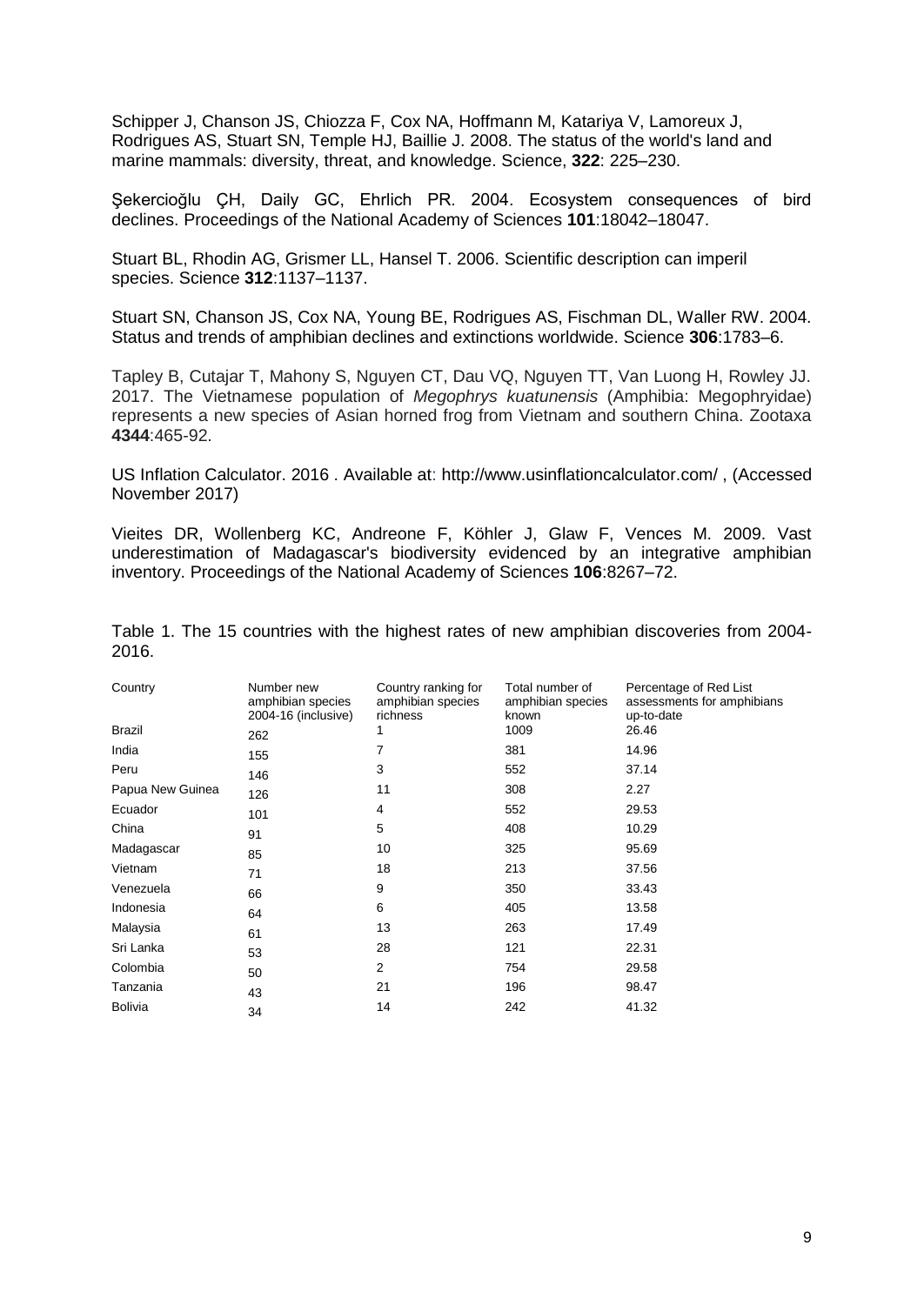Schipper J, Chanson JS, Chiozza F, Cox NA, Hoffmann M, Katariya V, Lamoreux J, Rodrigues AS, Stuart SN, Temple HJ, Baillie J. 2008. The status of the world's land and marine mammals: diversity, threat, and knowledge. Science, **322**: 225–230.

Şekercioğlu ÇH, Daily GC, Ehrlich PR. 2004. Ecosystem consequences of bird declines. Proceedings of the National Academy of Sciences **101**:18042–18047.

Stuart BL, Rhodin AG, Grismer LL, Hansel T. 2006. Scientific description can imperil species. Science **312**:1137–1137.

Stuart SN, Chanson JS, Cox NA, Young BE, Rodrigues AS, Fischman DL, Waller RW. 2004. Status and trends of amphibian declines and extinctions worldwide. Science **306**:1783–6.

Tapley B, Cutajar T, Mahony S, Nguyen CT, Dau VQ, Nguyen TT, Van Luong H, Rowley JJ. 2017. The Vietnamese population of *Megophrys kuatunensis* (Amphibia: Megophryidae) represents a new species of Asian horned frog from Vietnam and southern China. Zootaxa **4344**:465-92.

US Inflation Calculator. 2016 . Available at: http://www.usinflationcalculator.com/ , (Accessed November 2017)

Vieites DR, Wollenberg KC, Andreone F, Köhler J, Glaw F, Vences M. 2009. Vast underestimation of Madagascar's biodiversity evidenced by an integrative amphibian inventory. Proceedings of the National Academy of Sciences **106**:8267–72.

Table 1. The 15 countries with the highest rates of new amphibian discoveries from 2004-2016.

| Country | Number new amphibian species 2004-16 (inclusive) | Country ranking for amphibian species richness | Total number of amphibian species known | Percentage of Red List assessments for amphibians up-to-date |
|---|---|---|---|---|
| Brazil | 262 | 1 | 1009 | 26.46 |
| India | 155 | 7 | 381 | 14.96 |
| Peru | 146 | 3 | 552 | 37.14 |
| Papua New Guinea | 126 | 11 | 308 | 2.27 |
| Ecuador | 101 | 4 | 552 | 29.53 |
| China | 91 | 5 | 408 | 10.29 |
| Madagascar | 85 | 10 | 325 | 95.69 |
| Vietnam | 71 | 18 | 213 | 37.56 |
| Venezuela | 66 | 9 | 350 | 33.43 |
| Indonesia | 64 | 6 | 405 | 13.58 |
| Malaysia | 61 | 13 | 263 | 17.49 |
| Sri Lanka | 53 | 28 | 121 | 22.31 |
| Colombia | 50 | 2 | 754 | 29.58 |
| Tanzania | 43 | 21 | 196 | 98.47 |
| Bolivia | 34 | 14 | 242 | 41.32 |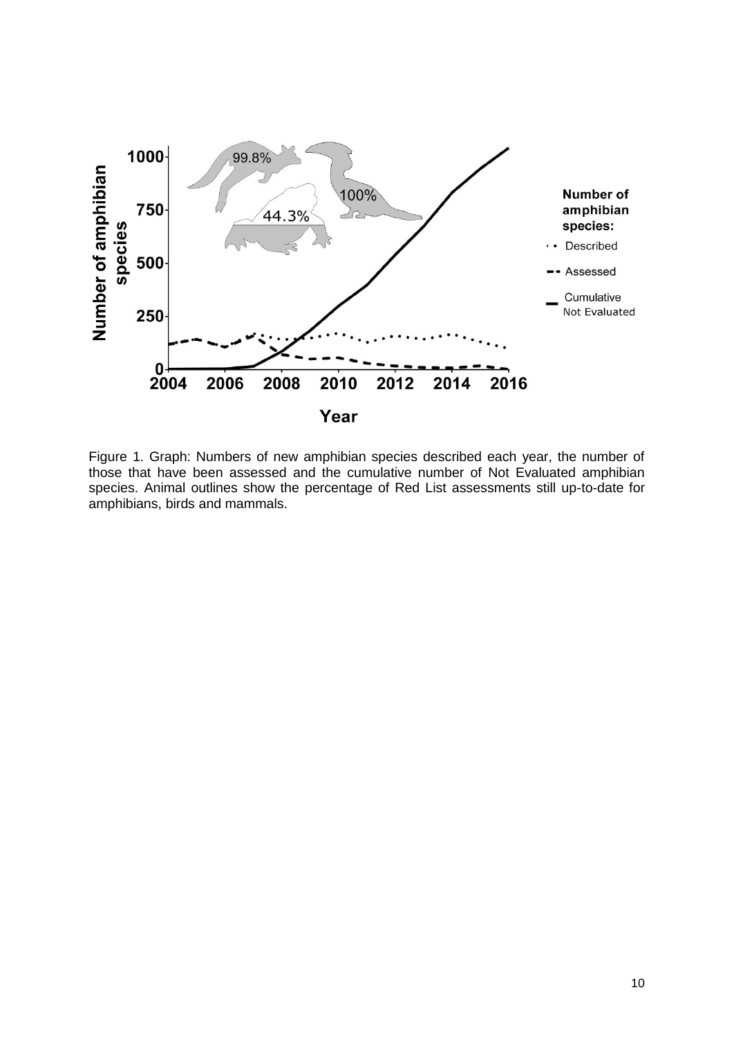Number of amphibian species

1000

750

500

250

0

2004 2006 2008 2010 2012 2014 2016

Year

99.8%

100%

44.3%

Number of amphibian species:

Described

Assessed

Cumulative Not Evaluated

Figure 1. Graph: Numbers of new amphibian species described each year, the number of those that have been assessed and the cumulative number of Not Evaluated amphibian species. Animal outlines show the percentage of Red List assessments still up-to-date for amphibians, birds and mammals.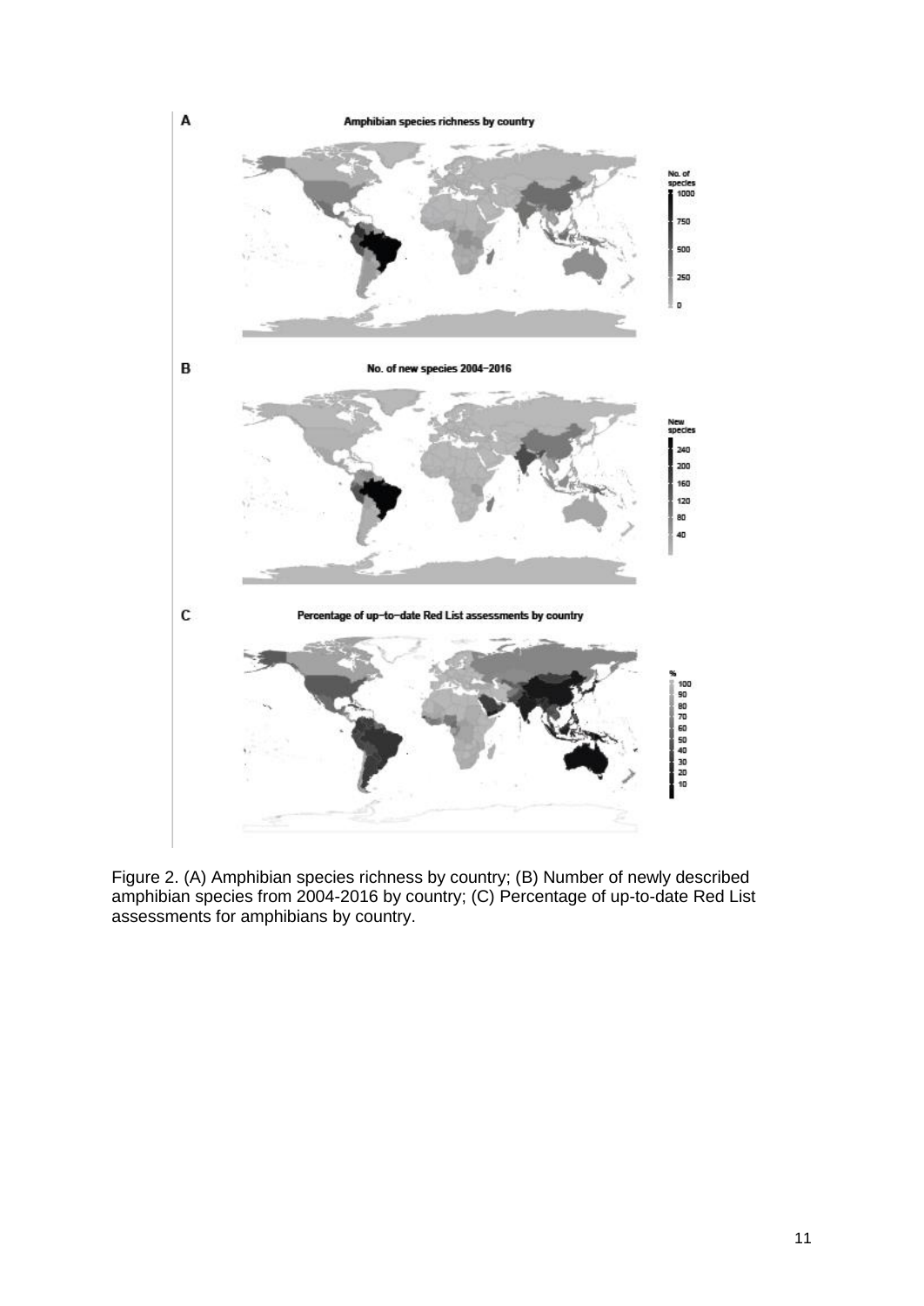A

Amphibian species richness by country

No. of species
1000
750
500
250
0

B

No. of new species 2004–2016

New species
240
200
160
120
80
40

C

Percentage of up-to-date Red List assessments by country

%
100
90
80
70
60
50
40
30
20
10

Figure 2. (A) Amphibian species richness by country; (B) Number of newly described amphibian species from 2004-2016 by country; (C) Percentage of up-to-date Red List assessments for amphibians by country.